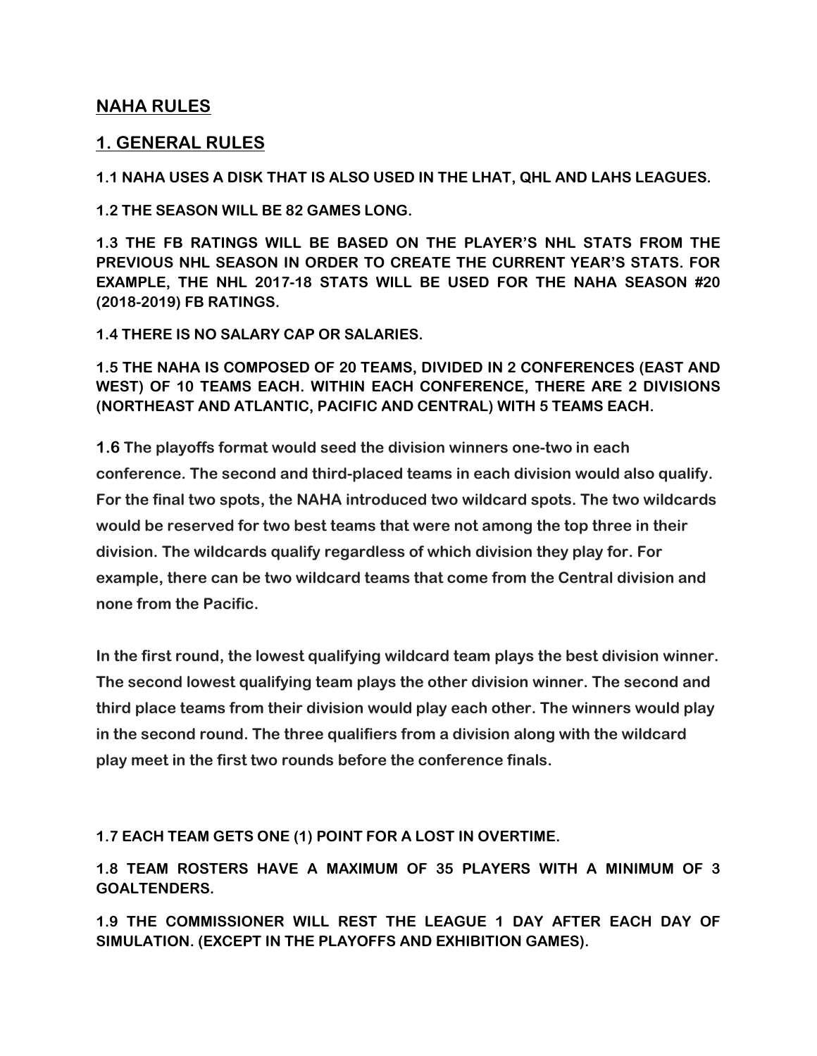## NAHA RULES

## 1. GENERAL RULES

**1.1 NAHA USES A DISK THAT IS ALSO USED IN THE LHAT, QHL AND LAHS LEAGUES.**

**1.2 THE SEASON WILL BE 82 GAMES LONG.**

**1.3 THE FB RATINGS WILL BE BASED ON THE PLAYER'S NHL STATS FROM THE PREVIOUS NHL SEASON IN ORDER TO CREATE THE CURRENT YEAR'S STATS. FOR EXAMPLE, THE NHL 2017-18 STATS WILL BE USED FOR THE NAHA SEASON #20 (2018-2019) FB RATINGS.**

**1.4 THERE IS NO SALARY CAP OR SALARIES.**

**1.5 THE NAHA IS COMPOSED OF 20 TEAMS, DIVIDED IN 2 CONFERENCES (EAST AND WEST) OF 10 TEAMS EACH. WITHIN EACH CONFERENCE, THERE ARE 2 DIVISIONS (NORTHEAST AND ATLANTIC, PACIFIC AND CENTRAL) WITH 5 TEAMS EACH.**

**1.6 The playoffs format would seed the division winners one-two in each conference. The second and third-placed teams in each division would also qualify. For the final two spots, the NAHA introduced two wildcard spots. The two wildcards would be reserved for two best teams that were not among the top three in their division. The wildcards qualify regardless of which division they play for. For example, there can be two wildcard teams that come from the Central division and none from the Pacific.**

**In the first round, the lowest qualifying wildcard team plays the best division winner. The second lowest qualifying team plays the other division winner. The second and third place teams from their division would play each other. The winners would play in the second round. The three qualifiers from a division along with the wildcard play meet in the first two rounds before the conference finals.**

**1.7 EACH TEAM GETS ONE (1) POINT FOR A LOST IN OVERTIME.**

**1.8 TEAM ROSTERS HAVE A MAXIMUM OF 35 PLAYERS WITH A MINIMUM OF 3 GOALTENDERS.**

**1.9 THE COMMISSIONER WILL REST THE LEAGUE 1 DAY AFTER EACH DAY OF SIMULATION. (EXCEPT IN THE PLAYOFFS AND EXHIBITION GAMES).**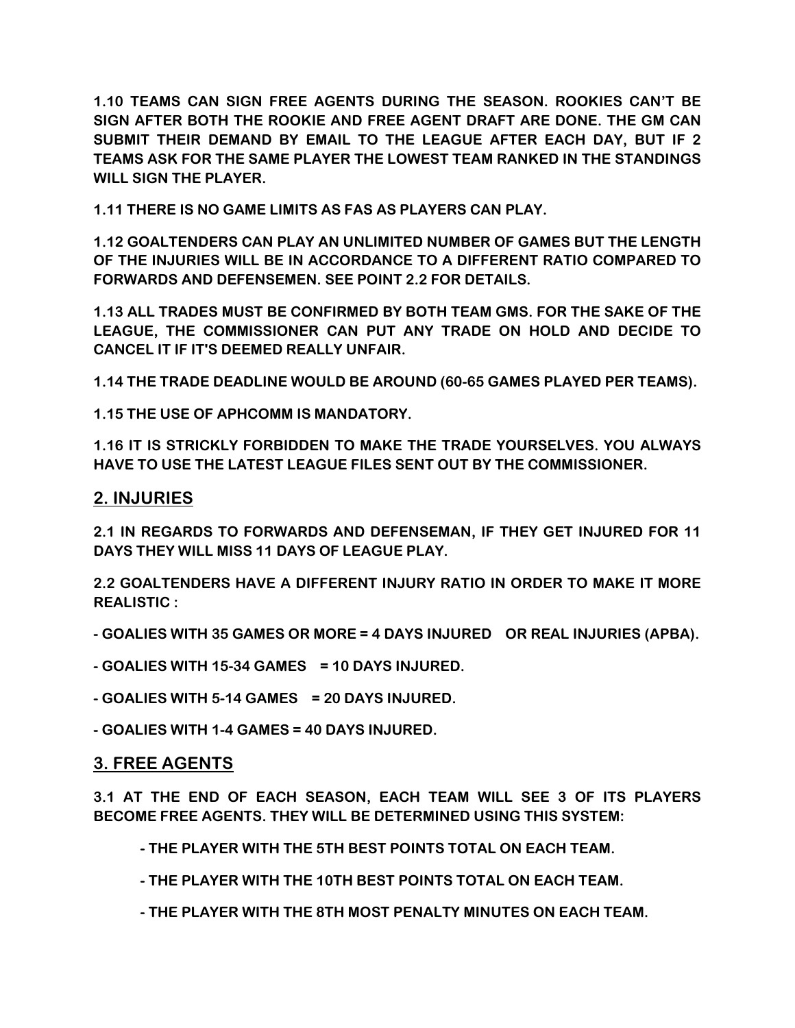**1.10 TEAMS CAN SIGN FREE AGENTS DURING THE SEASON. ROOKIES CAN'T BE SIGN AFTER BOTH THE ROOKIE AND FREE AGENT DRAFT ARE DONE. THE GM CAN SUBMIT THEIR DEMAND BY EMAIL TO THE LEAGUE AFTER EACH DAY, BUT IF 2 TEAMS ASK FOR THE SAME PLAYER THE LOWEST TEAM RANKED IN THE STANDINGS WILL SIGN THE PLAYER.**

**1.11 THERE IS NO GAME LIMITS AS FAS AS PLAYERS CAN PLAY.**

**1.12 GOALTENDERS CAN PLAY AN UNLIMITED NUMBER OF GAMES BUT THE LENGTH OF THE INJURIES WILL BE IN ACCORDANCE TO A DIFFERENT RATIO COMPARED TO FORWARDS AND DEFENSEMEN. SEE POINT 2.2 FOR DETAILS.**

**1.13 ALL TRADES MUST BE CONFIRMED BY BOTH TEAM GMS. FOR THE SAKE OF THE LEAGUE, THE COMMISSIONER CAN PUT ANY TRADE ON HOLD AND DECIDE TO CANCEL IT IF IT'S DEEMED REALLY UNFAIR.**

**1.14 THE TRADE DEADLINE WOULD BE AROUND (60-65 GAMES PLAYED PER TEAMS).**

**1.15 THE USE OF APHCOMM IS MANDATORY.**

**1.16 IT IS STRICKLY FORBIDDEN TO MAKE THE TRADE YOURSELVES. YOU ALWAYS HAVE TO USE THE LATEST LEAGUE FILES SENT OUT BY THE COMMISSIONER.**

## 2. INJURIES

**2.1 IN REGARDS TO FORWARDS AND DEFENSEMAN, IF THEY GET INJURED FOR 11 DAYS THEY WILL MISS 11 DAYS OF LEAGUE PLAY.**

**2.2 GOALTENDERS HAVE A DIFFERENT INJURY RATIO IN ORDER TO MAKE IT MORE REALISTIC :**

**- GOALIES WITH 35 GAMES OR MORE = 4 DAYS INJURED OR REAL INJURIES (APBA).**

**- GOALIES WITH 15-34 GAMES = 10 DAYS INJURED.**

**- GOALIES WITH 5-14 GAMES = 20 DAYS INJURED.**

**- GOALIES WITH 1-4 GAMES = 40 DAYS INJURED.**

## 3. FREE AGENTS

**3.1 AT THE END OF EACH SEASON, EACH TEAM WILL SEE 3 OF ITS PLAYERS BECOME FREE AGENTS. THEY WILL BE DETERMINED USING THIS SYSTEM:**

- **THE PLAYER WITH THE 5TH BEST POINTS TOTAL ON EACH TEAM.**
- **THE PLAYER WITH THE 10TH BEST POINTS TOTAL ON EACH TEAM.**
- **THE PLAYER WITH THE 8TH MOST PENALTY MINUTES ON EACH TEAM.**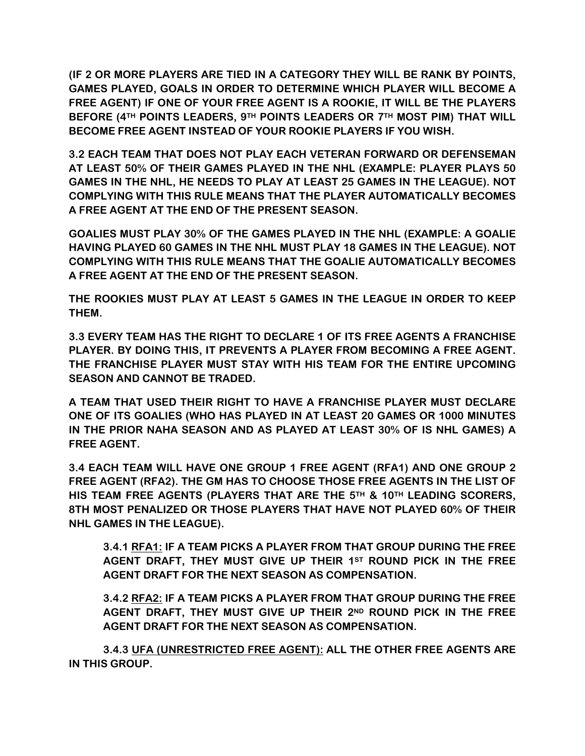**(IF 2 OR MORE PLAYERS ARE TIED IN A CATEGORY THEY WILL BE RANK BY POINTS, GAMES PLAYED, GOALS IN ORDER TO DETERMINE WHICH PLAYER WILL BECOME A FREE AGENT) IF ONE OF YOUR FREE AGENT IS A ROOKIE, IT WILL BE THE PLAYERS BEFORE (4TH POINTS LEADERS, 9TH POINTS LEADERS OR 7TH MOST PIM) THAT WILL BECOME FREE AGENT INSTEAD OF YOUR ROOKIE PLAYERS IF YOU WISH.**

**3.2 EACH TEAM THAT DOES NOT PLAY EACH VETERAN FORWARD OR DEFENSEMAN AT LEAST 50% OF THEIR GAMES PLAYED IN THE NHL (EXAMPLE: PLAYER PLAYS 50 GAMES IN THE NHL, HE NEEDS TO PLAY AT LEAST 25 GAMES IN THE LEAGUE). NOT COMPLYING WITH THIS RULE MEANS THAT THE PLAYER AUTOMATICALLY BECOMES A FREE AGENT AT THE END OF THE PRESENT SEASON.**

**GOALIES MUST PLAY 30% OF THE GAMES PLAYED IN THE NHL (EXAMPLE: A GOALIE HAVING PLAYED 60 GAMES IN THE NHL MUST PLAY 18 GAMES IN THE LEAGUE). NOT COMPLYING WITH THIS RULE MEANS THAT THE GOALIE AUTOMATICALLY BECOMES A FREE AGENT AT THE END OF THE PRESENT SEASON.**

**THE ROOKIES MUST PLAY AT LEAST 5 GAMES IN THE LEAGUE IN ORDER TO KEEP THEM.**

**3.3 EVERY TEAM HAS THE RIGHT TO DECLARE 1 OF ITS FREE AGENTS A FRANCHISE PLAYER. BY DOING THIS, IT PREVENTS A PLAYER FROM BECOMING A FREE AGENT. THE FRANCHISE PLAYER MUST STAY WITH HIS TEAM FOR THE ENTIRE UPCOMING SEASON AND CANNOT BE TRADED.**

**A TEAM THAT USED THEIR RIGHT TO HAVE A FRANCHISE PLAYER MUST DECLARE ONE OF ITS GOALIES (WHO HAS PLAYED IN AT LEAST 20 GAMES OR 1000 MINUTES IN THE PRIOR NAHA SEASON AND AS PLAYED AT LEAST 30% OF IS NHL GAMES) A FREE AGENT.**

**3.4 EACH TEAM WILL HAVE ONE GROUP 1 FREE AGENT (RFA1) AND ONE GROUP 2 FREE AGENT (RFA2). THE GM HAS TO CHOOSE THOSE FREE AGENTS IN THE LIST OF HIS TEAM FREE AGENTS (PLAYERS THAT ARE THE 5TH & 10TH LEADING SCORERS, 8TH MOST PENALIZED OR THOSE PLAYERS THAT HAVE NOT PLAYED 60% OF THEIR NHL GAMES IN THE LEAGUE).**

> **3.4.1 <u>RFA1:</u> IF A TEAM PICKS A PLAYER FROM THAT GROUP DURING THE FREE AGENT DRAFT, THEY MUST GIVE UP THEIR 1ST ROUND PICK IN THE FREE AGENT DRAFT FOR THE NEXT SEASON AS COMPENSATION.**
>
> **3.4.2 <u>RFA2:</u> IF A TEAM PICKS A PLAYER FROM THAT GROUP DURING THE FREE AGENT DRAFT, THEY MUST GIVE UP THEIR 2ND ROUND PICK IN THE FREE AGENT DRAFT FOR THE NEXT SEASON AS COMPENSATION.**
>
> **3.4.3 <u>UFA (UNRESTRICTED FREE AGENT):</u> ALL THE OTHER FREE AGENTS ARE IN THIS GROUP.**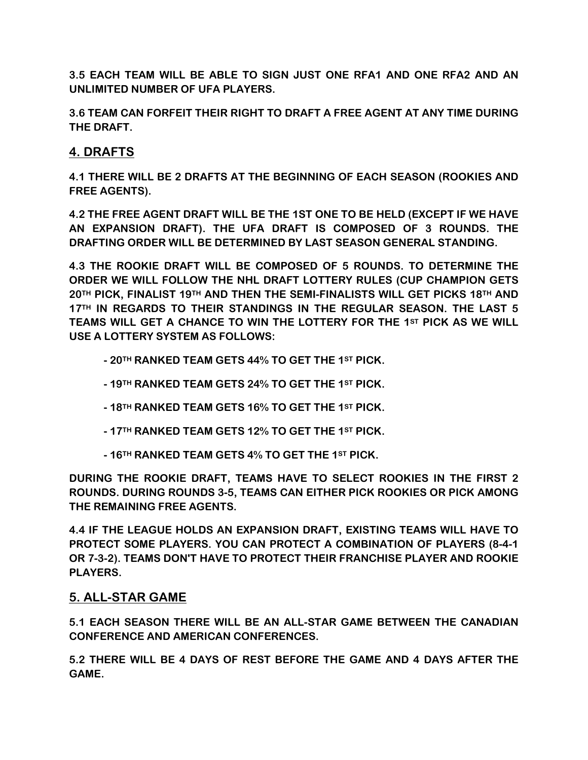**3.5 EACH TEAM WILL BE ABLE TO SIGN JUST ONE RFA1 AND ONE RFA2 AND AN UNLIMITED NUMBER OF UFA PLAYERS.**

**3.6 TEAM CAN FORFEIT THEIR RIGHT TO DRAFT A FREE AGENT AT ANY TIME DURING THE DRAFT.**

## 4. DRAFTS

**4.1 THERE WILL BE 2 DRAFTS AT THE BEGINNING OF EACH SEASON (ROOKIES AND FREE AGENTS).**

**4.2 THE FREE AGENT DRAFT WILL BE THE 1ST ONE TO BE HELD (EXCEPT IF WE HAVE AN EXPANSION DRAFT). THE UFA DRAFT IS COMPOSED OF 3 ROUNDS. THE DRAFTING ORDER WILL BE DETERMINED BY LAST SEASON GENERAL STANDING.**

**4.3 THE ROOKIE DRAFT WILL BE COMPOSED OF 5 ROUNDS. TO DETERMINE THE ORDER WE WILL FOLLOW THE NHL DRAFT LOTTERY RULES (CUP CHAMPION GETS 20TH PICK, FINALIST 19TH AND THEN THE SEMI-FINALISTS WILL GET PICKS 18TH AND 17TH IN REGARDS TO THEIR STANDINGS IN THE REGULAR SEASON. THE LAST 5 TEAMS WILL GET A CHANCE TO WIN THE LOTTERY FOR THE 1ST PICK AS WE WILL USE A LOTTERY SYSTEM AS FOLLOWS:**

- **20TH RANKED TEAM GETS 44% TO GET THE 1ST PICK.**
- **19TH RANKED TEAM GETS 24% TO GET THE 1ST PICK.**
- **18TH RANKED TEAM GETS 16% TO GET THE 1ST PICK.**
- **17TH RANKED TEAM GETS 12% TO GET THE 1ST PICK.**
- **16TH RANKED TEAM GETS 4% TO GET THE 1ST PICK.**

**DURING THE ROOKIE DRAFT, TEAMS HAVE TO SELECT ROOKIES IN THE FIRST 2 ROUNDS. DURING ROUNDS 3-5, TEAMS CAN EITHER PICK ROOKIES OR PICK AMONG THE REMAINING FREE AGENTS.**

**4.4 IF THE LEAGUE HOLDS AN EXPANSION DRAFT, EXISTING TEAMS WILL HAVE TO PROTECT SOME PLAYERS. YOU CAN PROTECT A COMBINATION OF PLAYERS (8-4-1 OR 7-3-2). TEAMS DON'T HAVE TO PROTECT THEIR FRANCHISE PLAYER AND ROOKIE PLAYERS.**

## 5. ALL-STAR GAME

**5.1 EACH SEASON THERE WILL BE AN ALL-STAR GAME BETWEEN THE CANADIAN CONFERENCE AND AMERICAN CONFERENCES.**

**5.2 THERE WILL BE 4 DAYS OF REST BEFORE THE GAME AND 4 DAYS AFTER THE GAME.**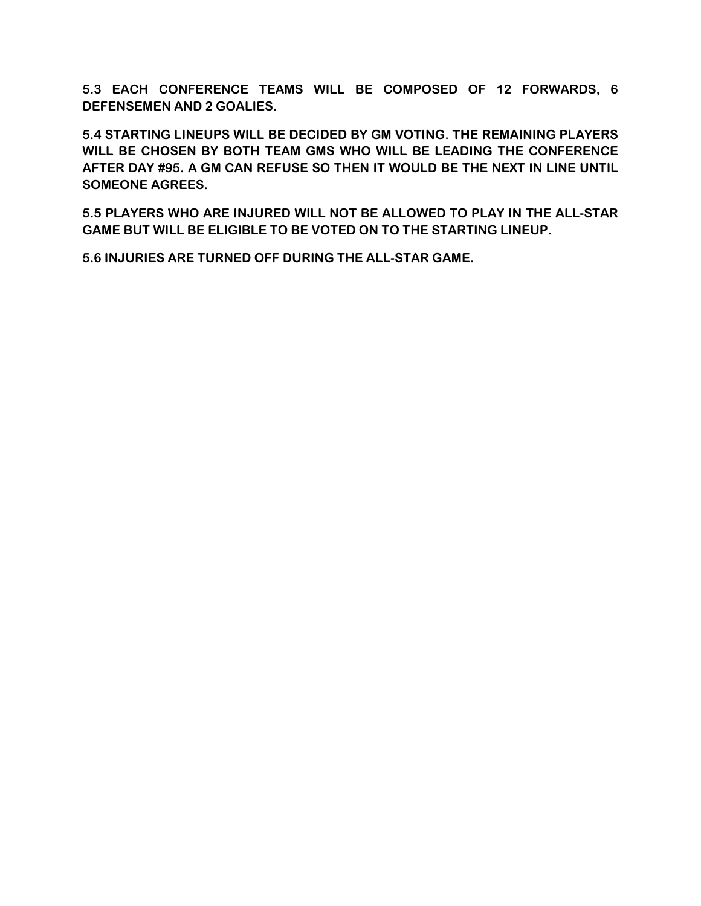**5.3 EACH CONFERENCE TEAMS WILL BE COMPOSED OF 12 FORWARDS, 6 DEFENSEMEN AND 2 GOALIES.**

**5.4 STARTING LINEUPS WILL BE DECIDED BY GM VOTING. THE REMAINING PLAYERS WILL BE CHOSEN BY BOTH TEAM GMS WHO WILL BE LEADING THE CONFERENCE AFTER DAY #95. A GM CAN REFUSE SO THEN IT WOULD BE THE NEXT IN LINE UNTIL SOMEONE AGREES.**

**5.5 PLAYERS WHO ARE INJURED WILL NOT BE ALLOWED TO PLAY IN THE ALL-STAR GAME BUT WILL BE ELIGIBLE TO BE VOTED ON TO THE STARTING LINEUP.**

**5.6 INJURIES ARE TURNED OFF DURING THE ALL-STAR GAME.**